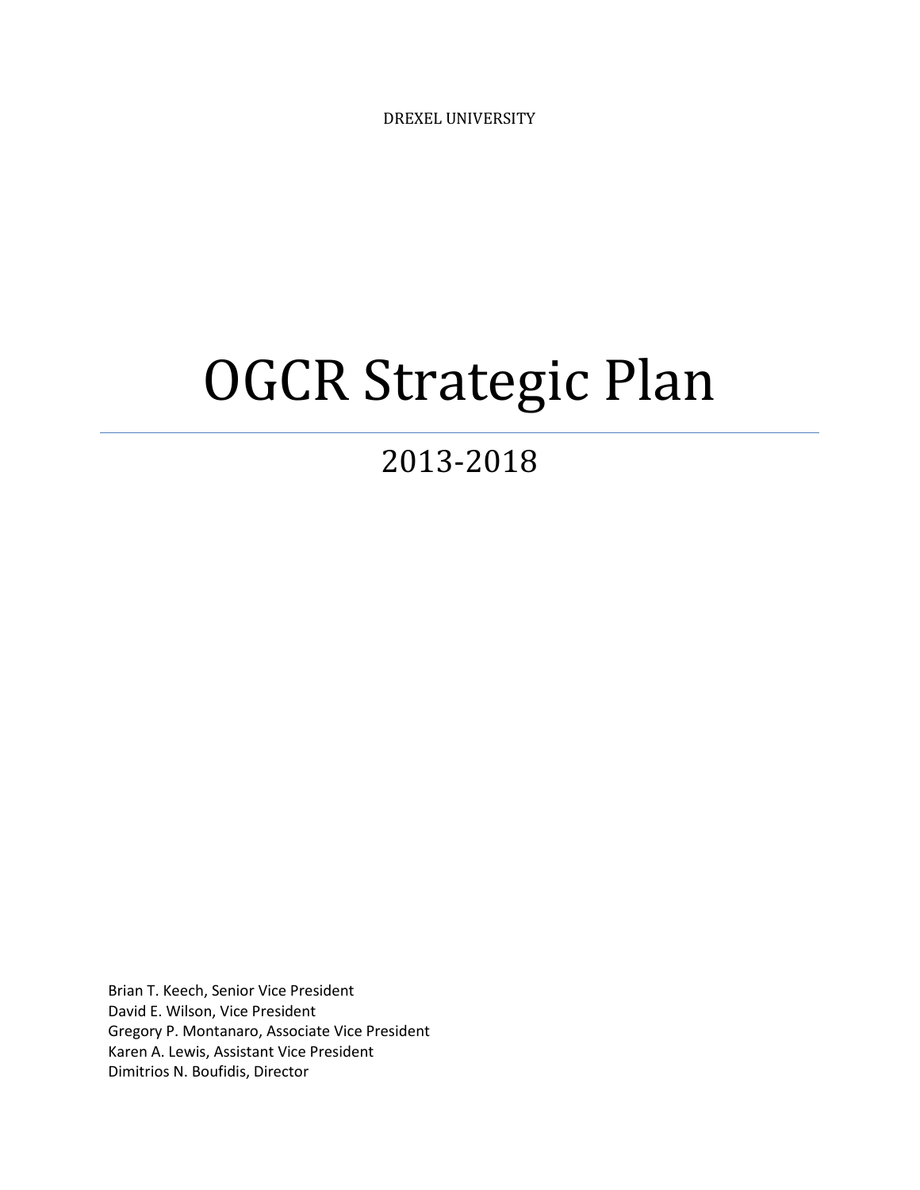DREXEL UNIVERSITY

# OGCR Strategic Plan

## 2013-2018

Brian T. Keech, Senior Vice President
David E. Wilson, Vice President
Gregory P. Montanaro, Associate Vice President
Karen A. Lewis, Assistant Vice President
Dimitrios N. Boufidis, Director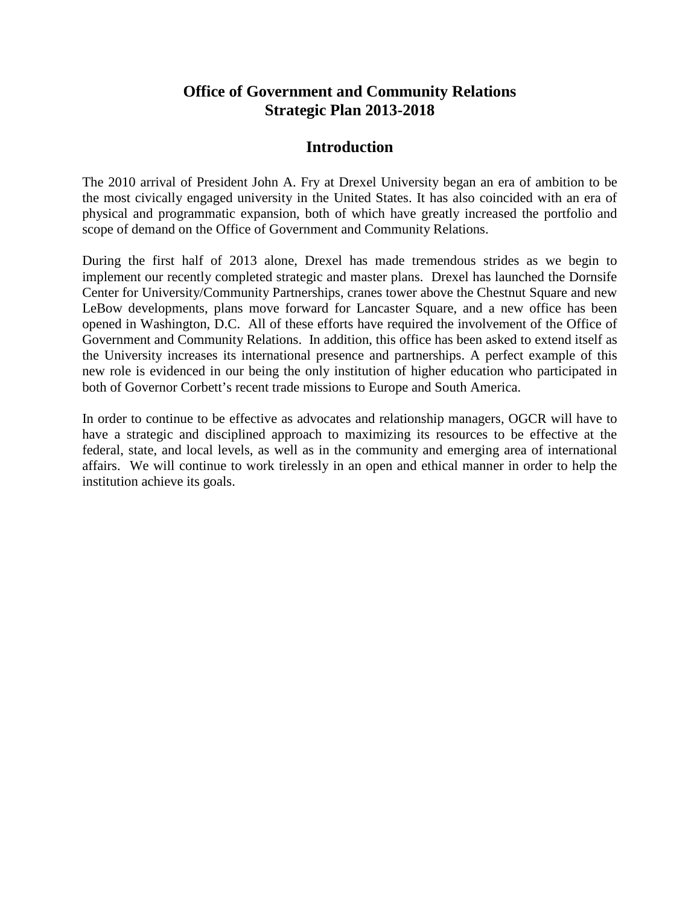# Office of Government and Community Relations
# Strategic Plan 2013-2018

## Introduction

The 2010 arrival of President John A. Fry at Drexel University began an era of ambition to be the most civically engaged university in the United States. It has also coincided with an era of physical and programmatic expansion, both of which have greatly increased the portfolio and scope of demand on the Office of Government and Community Relations.

During the first half of 2013 alone, Drexel has made tremendous strides as we begin to implement our recently completed strategic and master plans. Drexel has launched the Dornsife Center for University/Community Partnerships, cranes tower above the Chestnut Square and new LeBow developments, plans move forward for Lancaster Square, and a new office has been opened in Washington, D.C. All of these efforts have required the involvement of the Office of Government and Community Relations. In addition, this office has been asked to extend itself as the University increases its international presence and partnerships. A perfect example of this new role is evidenced in our being the only institution of higher education who participated in both of Governor Corbett's recent trade missions to Europe and South America.

In order to continue to be effective as advocates and relationship managers, OGCR will have to have a strategic and disciplined approach to maximizing its resources to be effective at the federal, state, and local levels, as well as in the community and emerging area of international affairs. We will continue to work tirelessly in an open and ethical manner in order to help the institution achieve its goals.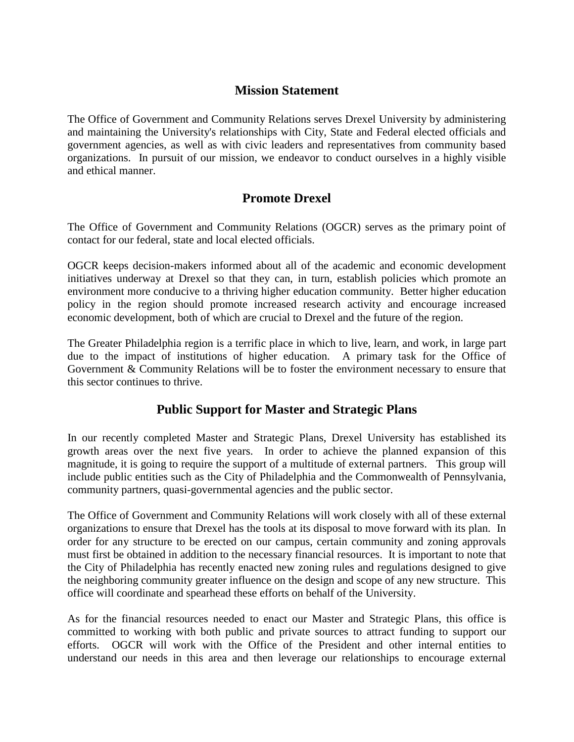## Mission Statement

The Office of Government and Community Relations serves Drexel University by administering and maintaining the University's relationships with City, State and Federal elected officials and government agencies, as well as with civic leaders and representatives from community based organizations. In pursuit of our mission, we endeavor to conduct ourselves in a highly visible and ethical manner.

## Promote Drexel

The Office of Government and Community Relations (OGCR) serves as the primary point of contact for our federal, state and local elected officials.

OGCR keeps decision-makers informed about all of the academic and economic development initiatives underway at Drexel so that they can, in turn, establish policies which promote an environment more conducive to a thriving higher education community. Better higher education policy in the region should promote increased research activity and encourage increased economic development, both of which are crucial to Drexel and the future of the region.

The Greater Philadelphia region is a terrific place in which to live, learn, and work, in large part due to the impact of institutions of higher education. A primary task for the Office of Government & Community Relations will be to foster the environment necessary to ensure that this sector continues to thrive.

## Public Support for Master and Strategic Plans

In our recently completed Master and Strategic Plans, Drexel University has established its growth areas over the next five years. In order to achieve the planned expansion of this magnitude, it is going to require the support of a multitude of external partners. This group will include public entities such as the City of Philadelphia and the Commonwealth of Pennsylvania, community partners, quasi-governmental agencies and the public sector.

The Office of Government and Community Relations will work closely with all of these external organizations to ensure that Drexel has the tools at its disposal to move forward with its plan. In order for any structure to be erected on our campus, certain community and zoning approvals must first be obtained in addition to the necessary financial resources. It is important to note that the City of Philadelphia has recently enacted new zoning rules and regulations designed to give the neighboring community greater influence on the design and scope of any new structure. This office will coordinate and spearhead these efforts on behalf of the University.

As for the financial resources needed to enact our Master and Strategic Plans, this office is committed to working with both public and private sources to attract funding to support our efforts. OGCR will work with the Office of the President and other internal entities to understand our needs in this area and then leverage our relationships to encourage external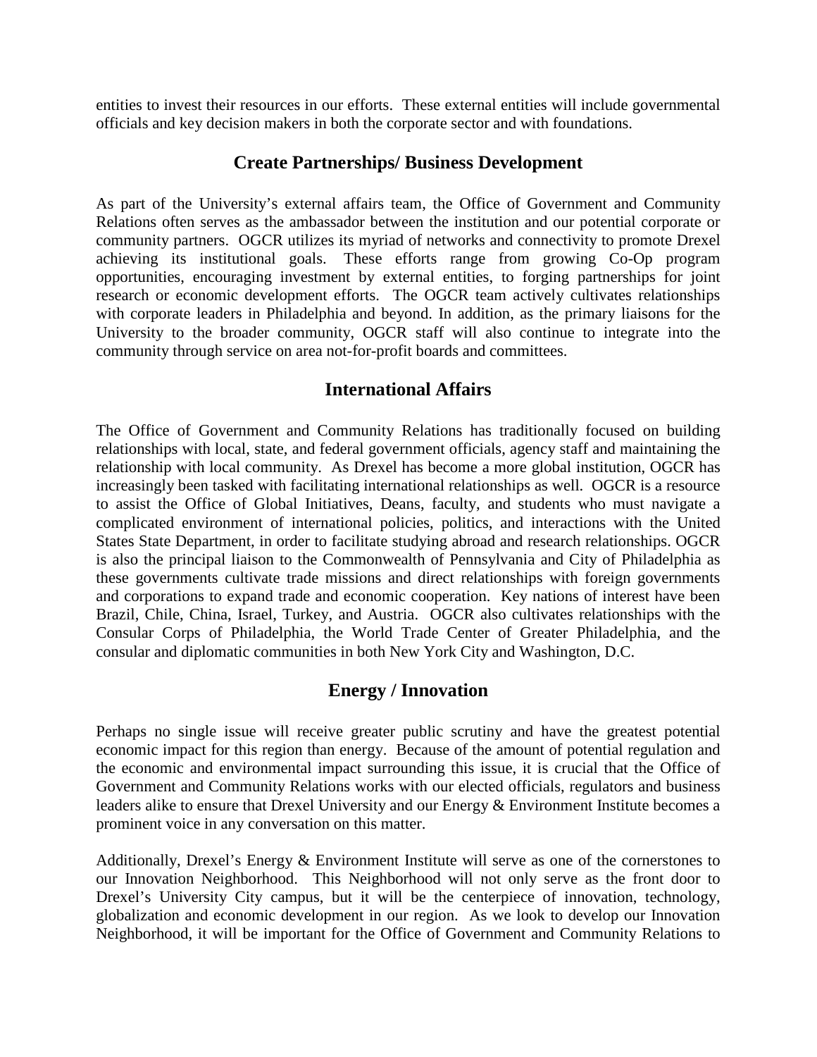entities to invest their resources in our efforts. These external entities will include governmental officials and key decision makers in both the corporate sector and with foundations.

## Create Partnerships/ Business Development

As part of the University's external affairs team, the Office of Government and Community Relations often serves as the ambassador between the institution and our potential corporate or community partners. OGCR utilizes its myriad of networks and connectivity to promote Drexel achieving its institutional goals. These efforts range from growing Co-Op program opportunities, encouraging investment by external entities, to forging partnerships for joint research or economic development efforts. The OGCR team actively cultivates relationships with corporate leaders in Philadelphia and beyond. In addition, as the primary liaisons for the University to the broader community, OGCR staff will also continue to integrate into the community through service on area not-for-profit boards and committees.

## International Affairs

The Office of Government and Community Relations has traditionally focused on building relationships with local, state, and federal government officials, agency staff and maintaining the relationship with local community. As Drexel has become a more global institution, OGCR has increasingly been tasked with facilitating international relationships as well. OGCR is a resource to assist the Office of Global Initiatives, Deans, faculty, and students who must navigate a complicated environment of international policies, politics, and interactions with the United States State Department, in order to facilitate studying abroad and research relationships. OGCR is also the principal liaison to the Commonwealth of Pennsylvania and City of Philadelphia as these governments cultivate trade missions and direct relationships with foreign governments and corporations to expand trade and economic cooperation. Key nations of interest have been Brazil, Chile, China, Israel, Turkey, and Austria. OGCR also cultivates relationships with the Consular Corps of Philadelphia, the World Trade Center of Greater Philadelphia, and the consular and diplomatic communities in both New York City and Washington, D.C.

## Energy / Innovation

Perhaps no single issue will receive greater public scrutiny and have the greatest potential economic impact for this region than energy. Because of the amount of potential regulation and the economic and environmental impact surrounding this issue, it is crucial that the Office of Government and Community Relations works with our elected officials, regulators and business leaders alike to ensure that Drexel University and our Energy & Environment Institute becomes a prominent voice in any conversation on this matter.

Additionally, Drexel's Energy & Environment Institute will serve as one of the cornerstones to our Innovation Neighborhood. This Neighborhood will not only serve as the front door to Drexel's University City campus, but it will be the centerpiece of innovation, technology, globalization and economic development in our region. As we look to develop our Innovation Neighborhood, it will be important for the Office of Government and Community Relations to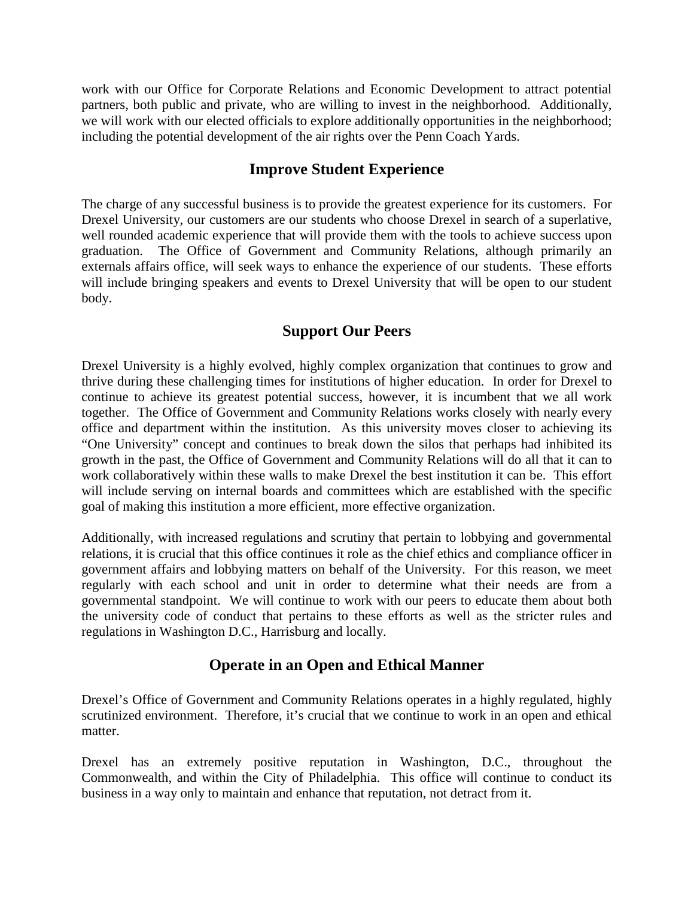work with our Office for Corporate Relations and Economic Development to attract potential partners, both public and private, who are willing to invest in the neighborhood. Additionally, we will work with our elected officials to explore additionally opportunities in the neighborhood; including the potential development of the air rights over the Penn Coach Yards.

## Improve Student Experience

The charge of any successful business is to provide the greatest experience for its customers. For Drexel University, our customers are our students who choose Drexel in search of a superlative, well rounded academic experience that will provide them with the tools to achieve success upon graduation. The Office of Government and Community Relations, although primarily an externals affairs office, will seek ways to enhance the experience of our students. These efforts will include bringing speakers and events to Drexel University that will be open to our student body.

## Support Our Peers

Drexel University is a highly evolved, highly complex organization that continues to grow and thrive during these challenging times for institutions of higher education. In order for Drexel to continue to achieve its greatest potential success, however, it is incumbent that we all work together. The Office of Government and Community Relations works closely with nearly every office and department within the institution. As this university moves closer to achieving its "One University" concept and continues to break down the silos that perhaps had inhibited its growth in the past, the Office of Government and Community Relations will do all that it can to work collaboratively within these walls to make Drexel the best institution it can be. This effort will include serving on internal boards and committees which are established with the specific goal of making this institution a more efficient, more effective organization.

Additionally, with increased regulations and scrutiny that pertain to lobbying and governmental relations, it is crucial that this office continues it role as the chief ethics and compliance officer in government affairs and lobbying matters on behalf of the University. For this reason, we meet regularly with each school and unit in order to determine what their needs are from a governmental standpoint. We will continue to work with our peers to educate them about both the university code of conduct that pertains to these efforts as well as the stricter rules and regulations in Washington D.C., Harrisburg and locally.

## Operate in an Open and Ethical Manner

Drexel's Office of Government and Community Relations operates in a highly regulated, highly scrutinized environment. Therefore, it's crucial that we continue to work in an open and ethical matter.

Drexel has an extremely positive reputation in Washington, D.C., throughout the Commonwealth, and within the City of Philadelphia. This office will continue to conduct its business in a way only to maintain and enhance that reputation, not detract from it.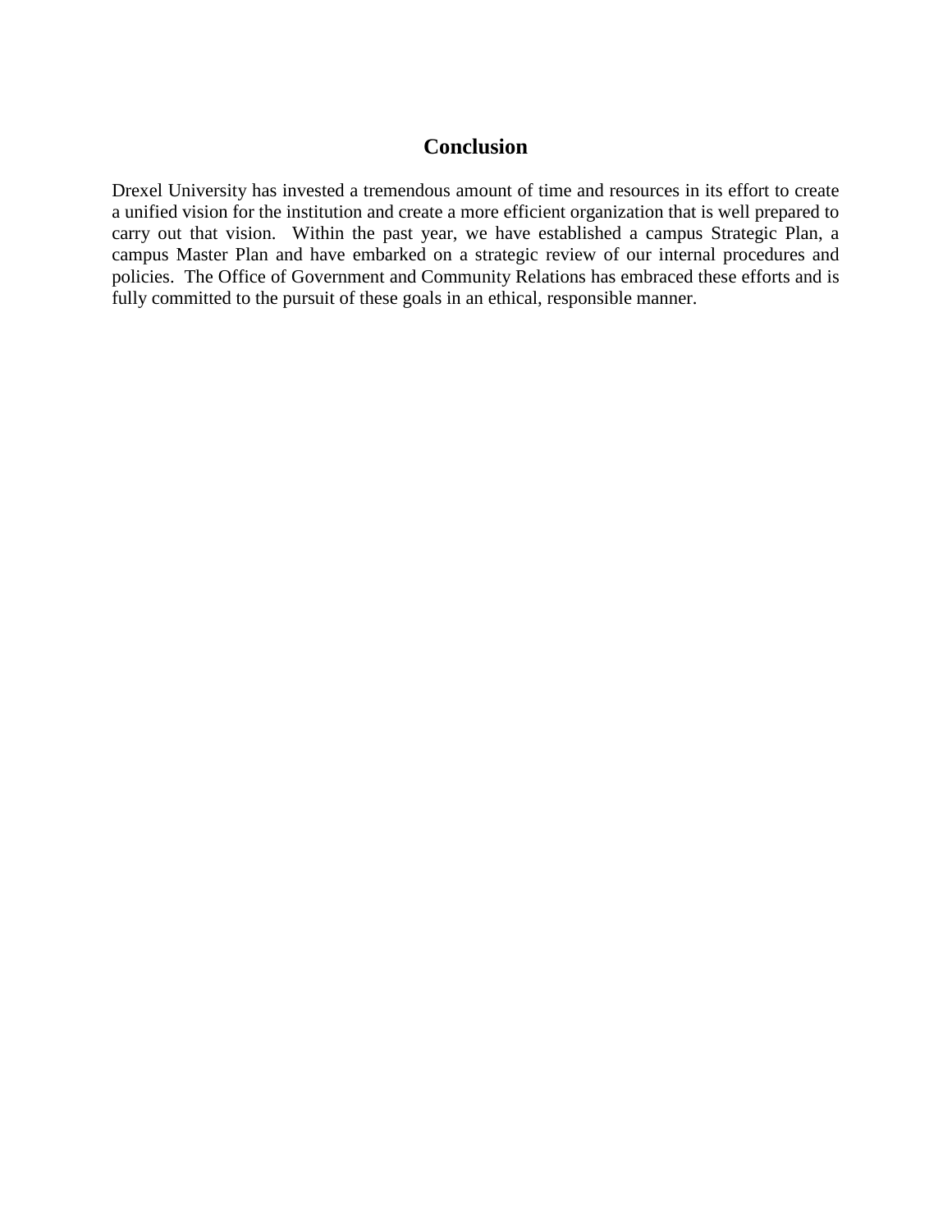# Conclusion

Drexel University has invested a tremendous amount of time and resources in its effort to create a unified vision for the institution and create a more efficient organization that is well prepared to carry out that vision. Within the past year, we have established a campus Strategic Plan, a campus Master Plan and have embarked on a strategic review of our internal procedures and policies. The Office of Government and Community Relations has embraced these efforts and is fully committed to the pursuit of these goals in an ethical, responsible manner.